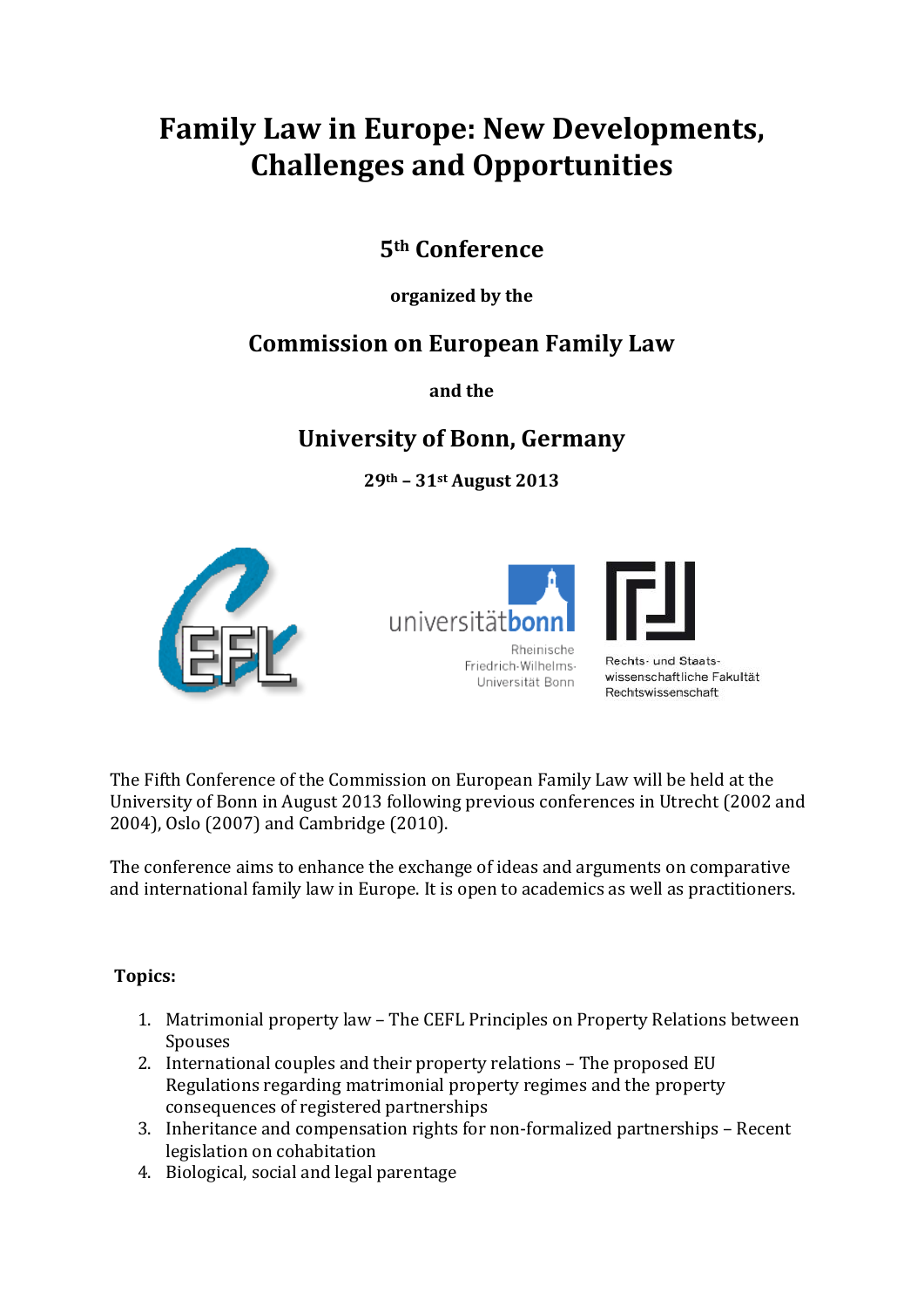# Family Law in Europe: New Developments, Challenges and Opportunities

## 5th Conference

**organized by the**

## Commission on European Family Law

**and the**

## University of Bonn, Germany

**29th – 31st August 2013**

universitätbonn

Rheinische Friedrich-Wilhelms-Universität Bonn

Rechts- und Staatswissenschaftliche Fakultät Rechtswissenschaft

The Fifth Conference of the Commission on European Family Law will be held at the University of Bonn in August 2013 following previous conferences in Utrecht (2002 and 2004), Oslo (2007) and Cambridge (2010).

The conference aims to enhance the exchange of ideas and arguments on comparative and international family law in Europe. It is open to academics as well as practitioners.

**Topics:**

1. Matrimonial property law – The CEFL Principles on Property Relations between Spouses
2. International couples and their property relations – The proposed EU Regulations regarding matrimonial property regimes and the property consequences of registered partnerships
3. Inheritance and compensation rights for non-formalized partnerships – Recent legislation on cohabitation
4. Biological, social and legal parentage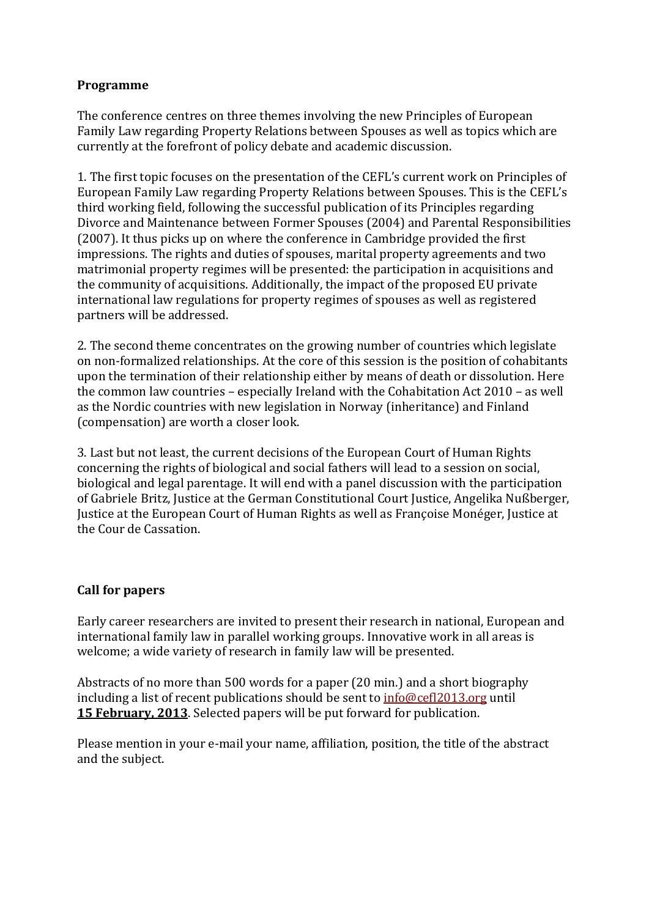## Programme

The conference centres on three themes involving the new Principles of European Family Law regarding Property Relations between Spouses as well as topics which are currently at the forefront of policy debate and academic discussion.

1. The first topic focuses on the presentation of the CEFL's current work on Principles of European Family Law regarding Property Relations between Spouses. This is the CEFL's third working field, following the successful publication of its Principles regarding Divorce and Maintenance between Former Spouses (2004) and Parental Responsibilities (2007). It thus picks up on where the conference in Cambridge provided the first impressions. The rights and duties of spouses, marital property agreements and two matrimonial property regimes will be presented: the participation in acquisitions and the community of acquisitions. Additionally, the impact of the proposed EU private international law regulations for property regimes of spouses as well as registered partners will be addressed.

2. The second theme concentrates on the growing number of countries which legislate on non-formalized relationships. At the core of this session is the position of cohabitants upon the termination of their relationship either by means of death or dissolution. Here the common law countries – especially Ireland with the Cohabitation Act 2010 – as well as the Nordic countries with new legislation in Norway (inheritance) and Finland (compensation) are worth a closer look.

3. Last but not least, the current decisions of the European Court of Human Rights concerning the rights of biological and social fathers will lead to a session on social, biological and legal parentage. It will end with a panel discussion with the participation of Gabriele Britz, Justice at the German Constitutional Court Justice, Angelika Nußberger, Justice at the European Court of Human Rights as well as Françoise Monéger, Justice at the Cour de Cassation.

## Call for papers

Early career researchers are invited to present their research in national, European and international family law in parallel working groups. Innovative work in all areas is welcome; a wide variety of research in family law will be presented.

Abstracts of no more than 500 words for a paper (20 min.) and a short biography including a list of recent publications should be sent to info@cefl2013.org until **15 February, 2013**. Selected papers will be put forward for publication.

Please mention in your e-mail your name, affiliation, position, the title of the abstract and the subject.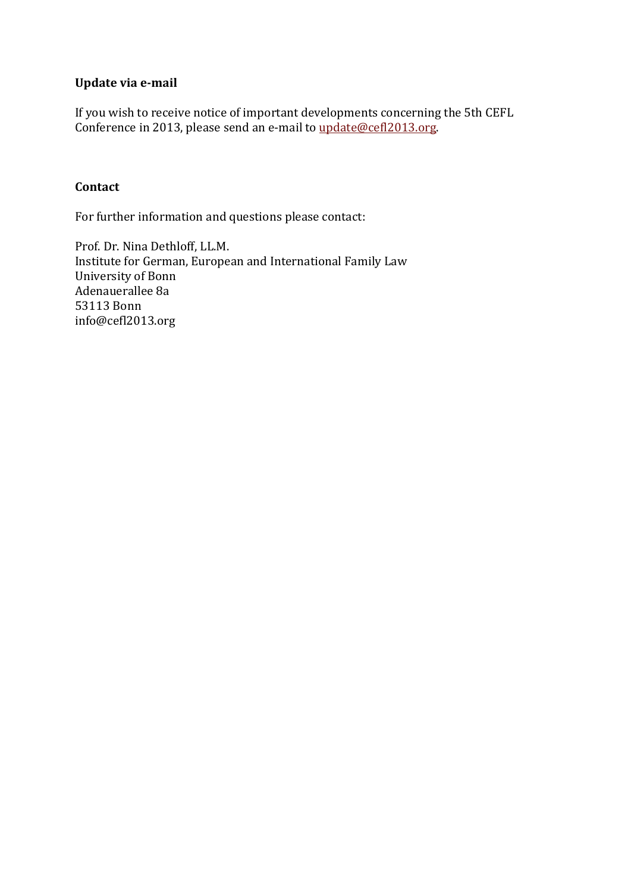**Update via e-mail**

If you wish to receive notice of important developments concerning the 5th CEFL Conference in 2013, please send an e-mail to update@cefl2013.org.

**Contact**

For further information and questions please contact:

Prof. Dr. Nina Dethloff, LL.M.
Institute for German, European and International Family Law
University of Bonn
Adenauerallee 8a
53113 Bonn
info@cefl2013.org